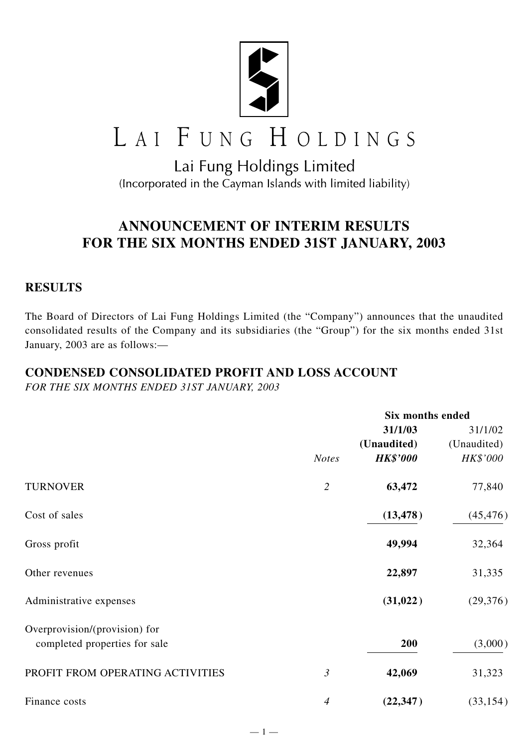# LAI FUNG HOLDINGS

Lai Fung Holdings Limited

(Incorporated in the Cayman Islands with limited liability)

## ANNOUNCEMENT OF INTERIM RESULTS FOR THE SIX MONTHS ENDED 31ST JANUARY, 2003

## RESULTS

The Board of Directors of Lai Fung Holdings Limited (the "Company") announces that the unaudited consolidated results of the Company and its subsidiaries (the "Group") for the six months ended 31st January, 2003 are as follows:—

## CONDENSED CONSOLIDATED PROFIT AND LOSS ACCOUNT

*FOR THE SIX MONTHS ENDED 31ST JANUARY, 2003*

| | | Six months ended | |
|---|---|---|---|
| | | **31/1/03** | 31/1/02 |
| | | **(Unaudited)** | (Unaudited) |
| | *Notes* | ***HK$'000*** | *HK$'000* |
| TURNOVER | *2* | **63,472** | 77,840 |
| Cost of sales | | **(13,478)** | (45,476) |
| Gross profit | | **49,994** | 32,364 |
| Other revenues | | **22,897** | 31,335 |
| Administrative expenses | | **(31,022)** | (29,376) |
| Overprovision/(provision) for completed properties for sale | | **200** | (3,000) |
| PROFIT FROM OPERATING ACTIVITIES | *3* | **42,069** | 31,323 |
| Finance costs | *4* | **(22,347)** | (33,154) |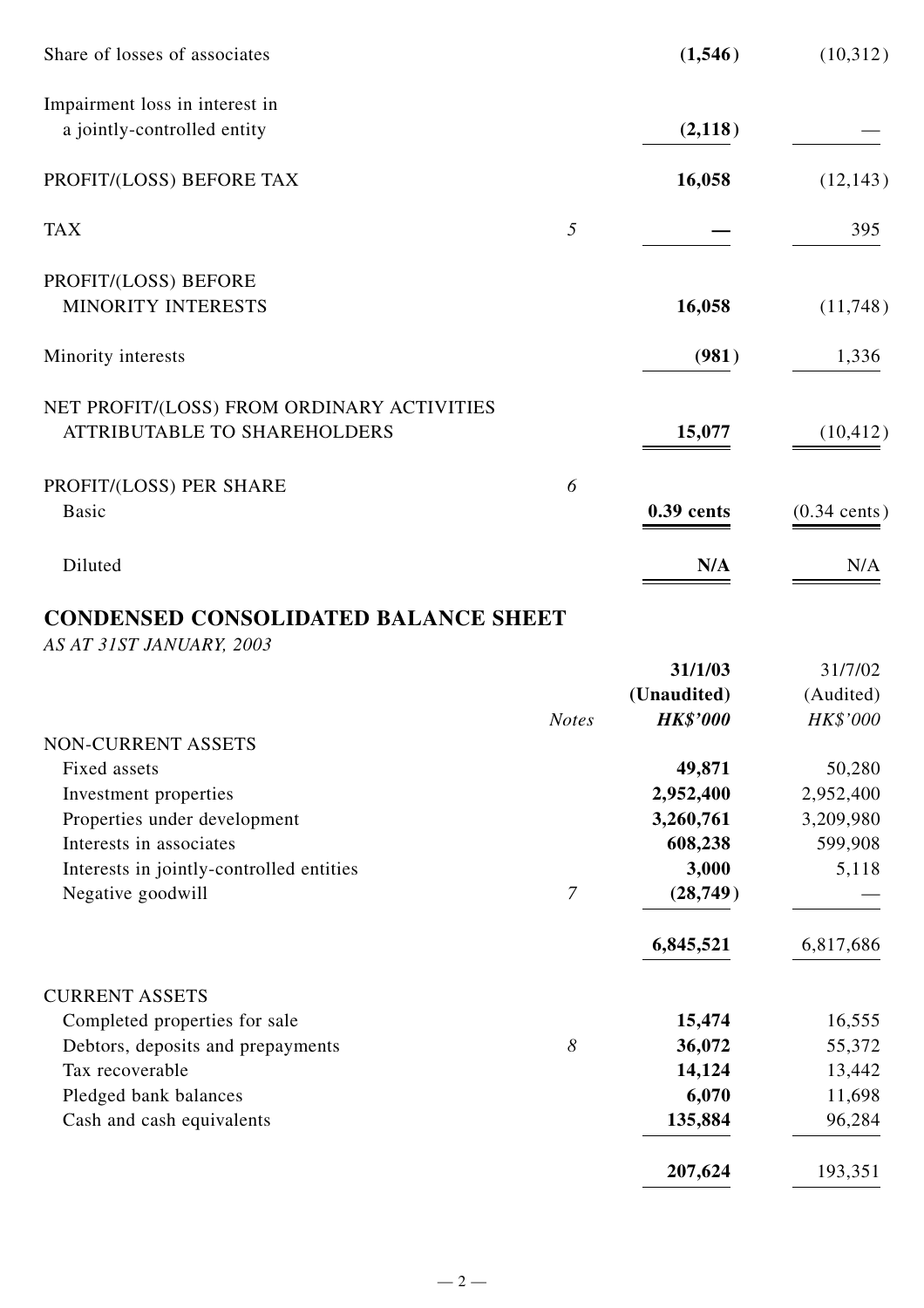| | Notes | | |
|---|---|---|---|
| Share of losses of associates | | **(1,546)** | (10,312) |
| Impairment loss in interest in a jointly-controlled entity | | **(2,118)** | — |
| PROFIT/(LOSS) BEFORE TAX | | **16,058** | (12,143) |
| TAX | 5 | **—** | 395 |
| PROFIT/(LOSS) BEFORE MINORITY INTERESTS | | **16,058** | (11,748) |
| Minority interests | | **(981)** | 1,336 |
| NET PROFIT/(LOSS) FROM ORDINARY ACTIVITIES ATTRIBUTABLE TO SHAREHOLDERS | | **15,077** | (10,412) |
| PROFIT/(LOSS) PER SHARE | 6 | | |
| Basic | | **0.39 cents** | (0.34 cents) |
| Diluted | | **N/A** | N/A |

## CONDENSED CONSOLIDATED BALANCE SHEET

*AS AT 31ST JANUARY, 2003*

| | Notes | **31/1/03 (Unaudited) *HK$'000*** | 31/7/02 (Audited) *HK$'000* |
|---|---|---|---|
| NON-CURRENT ASSETS | | | |
| Fixed assets | | **49,871** | 50,280 |
| Investment properties | | **2,952,400** | 2,952,400 |
| Properties under development | | **3,260,761** | 3,209,980 |
| Interests in associates | | **608,238** | 599,908 |
| Interests in jointly-controlled entities | | **3,000** | 5,118 |
| Negative goodwill | 7 | **(28,749)** | — |
| | | **6,845,521** | 6,817,686 |
| CURRENT ASSETS | | | |
| Completed properties for sale | | **15,474** | 16,555 |
| Debtors, deposits and prepayments | 8 | **36,072** | 55,372 |
| Tax recoverable | | **14,124** | 13,442 |
| Pledged bank balances | | **6,070** | 11,698 |
| Cash and cash equivalents | | **135,884** | 96,284 |
| | | **207,624** | 193,351 |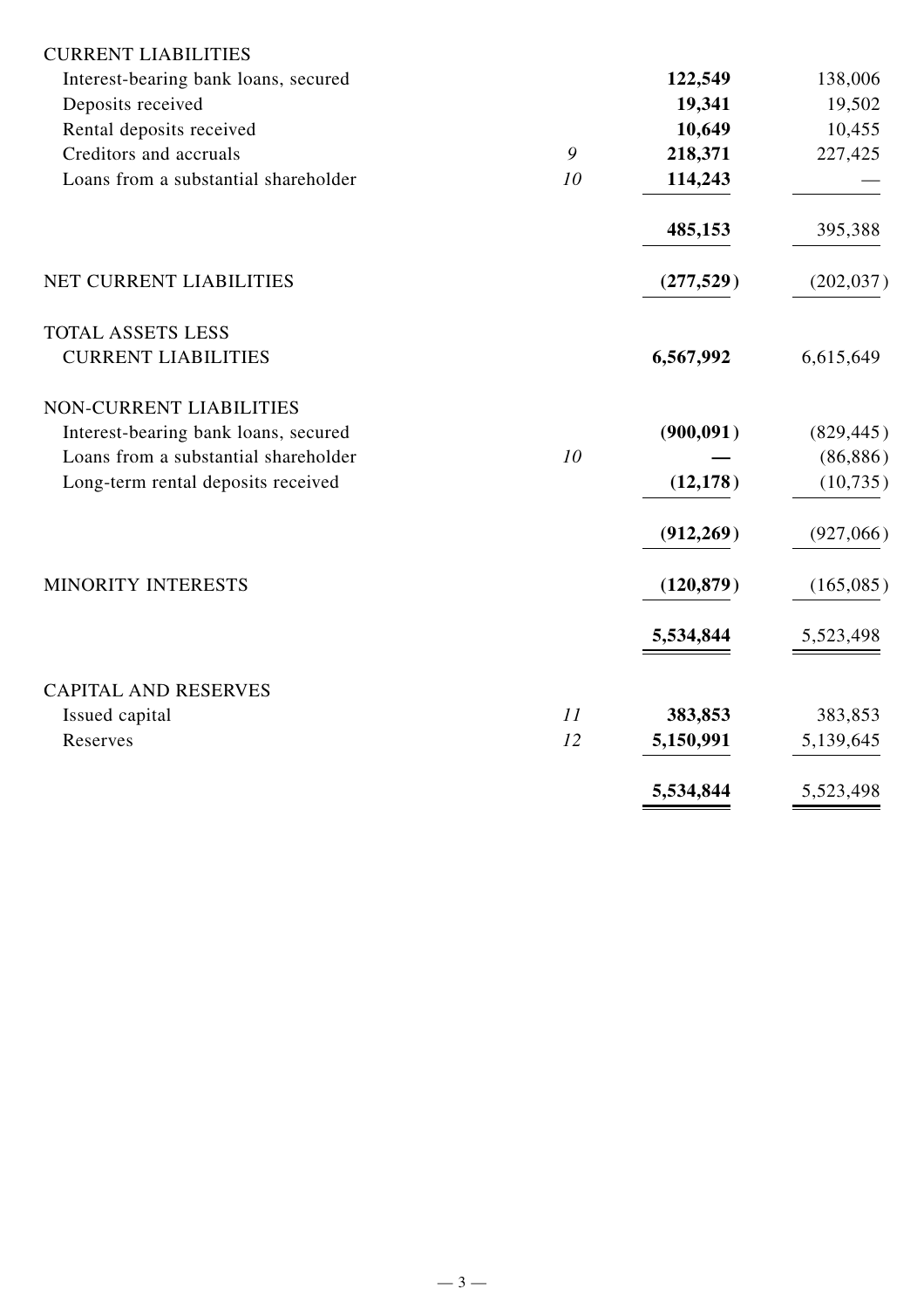| | Notes | | |
|---|---|---|---|
| CURRENT LIABILITIES | | | |
| Interest-bearing bank loans, secured | | **122,549** | 138,006 |
| Deposits received | | **19,341** | 19,502 |
| Rental deposits received | | **10,649** | 10,455 |
| Creditors and accruals | *9* | **218,371** | 227,425 |
| Loans from a substantial shareholder | *10* | **114,243** | — |
| | | **485,153** | 395,388 |
| NET CURRENT LIABILITIES | | **(277,529)** | (202,037) |
| TOTAL ASSETS LESS CURRENT LIABILITIES | | **6,567,992** | 6,615,649 |
| NON-CURRENT LIABILITIES | | | |
| Interest-bearing bank loans, secured | | **(900,091)** | (829,445) |
| Loans from a substantial shareholder | *10* | **—** | (86,886) |
| Long-term rental deposits received | | **(12,178)** | (10,735) |
| | | **(912,269)** | (927,066) |
| MINORITY INTERESTS | | **(120,879)** | (165,085) |
| | | **5,534,844** | 5,523,498 |
| CAPITAL AND RESERVES | | | |
| Issued capital | *11* | **383,853** | 383,853 |
| Reserves | *12* | **5,150,991** | 5,139,645 |
| | | **5,534,844** | 5,523,498 |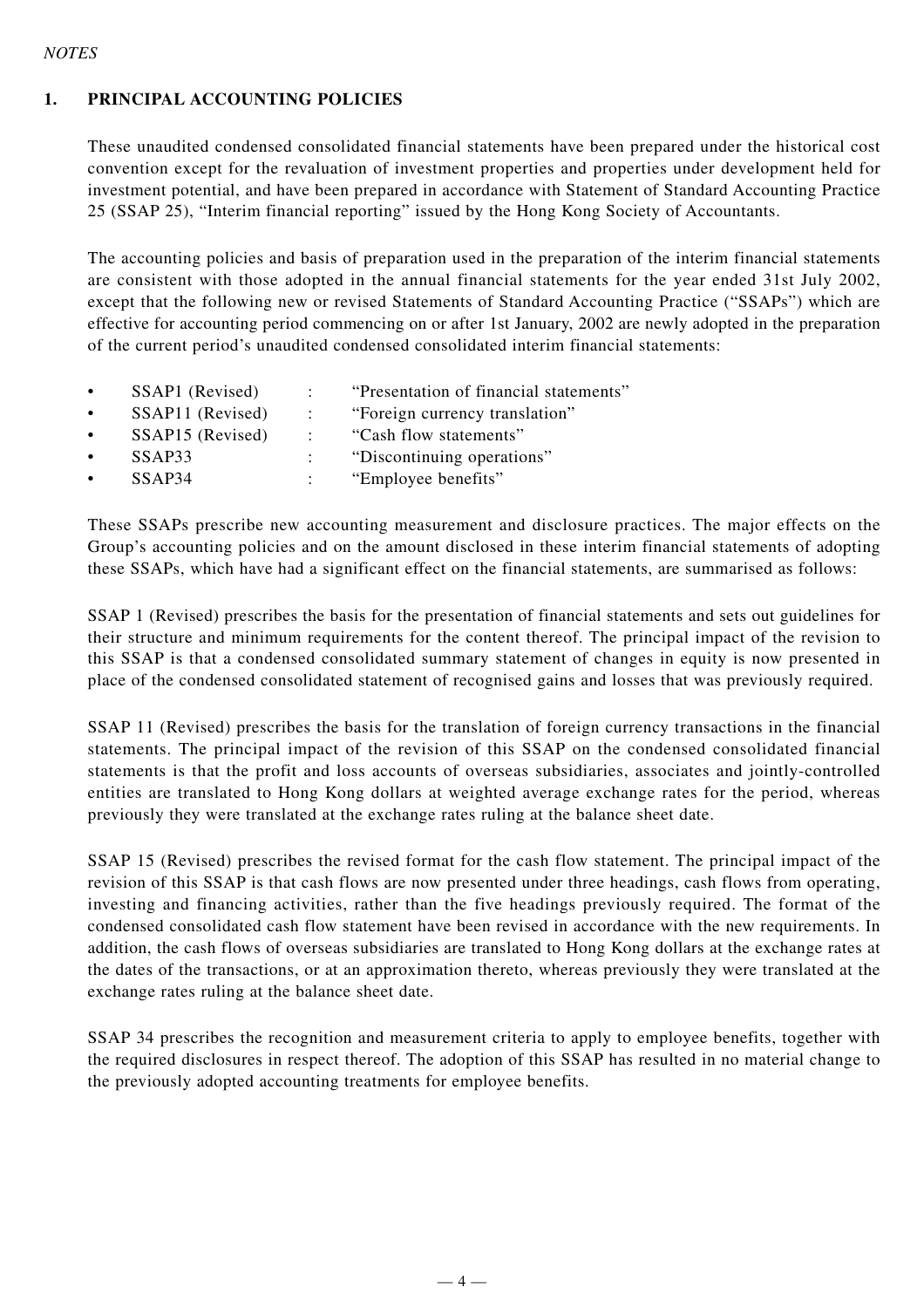*NOTES*

## 1. PRINCIPAL ACCOUNTING POLICIES

These unaudited condensed consolidated financial statements have been prepared under the historical cost convention except for the revaluation of investment properties and properties under development held for investment potential, and have been prepared in accordance with Statement of Standard Accounting Practice 25 (SSAP 25), "Interim financial reporting" issued by the Hong Kong Society of Accountants.

The accounting policies and basis of preparation used in the preparation of the interim financial statements are consistent with those adopted in the annual financial statements for the year ended 31st July 2002, except that the following new or revised Statements of Standard Accounting Practice ("SSAPs") which are effective for accounting period commencing on or after 1st January, 2002 are newly adopted in the preparation of the current period's unaudited condensed consolidated interim financial statements:

- SSAP1 (Revised) : "Presentation of financial statements"
- SSAP11 (Revised) : "Foreign currency translation"
- SSAP15 (Revised) : "Cash flow statements"
- SSAP33 : "Discontinuing operations"
- SSAP34 : "Employee benefits"

These SSAPs prescribe new accounting measurement and disclosure practices. The major effects on the Group's accounting policies and on the amount disclosed in these interim financial statements of adopting these SSAPs, which have had a significant effect on the financial statements, are summarised as follows:

SSAP 1 (Revised) prescribes the basis for the presentation of financial statements and sets out guidelines for their structure and minimum requirements for the content thereof. The principal impact of the revision to this SSAP is that a condensed consolidated summary statement of changes in equity is now presented in place of the condensed consolidated statement of recognised gains and losses that was previously required.

SSAP 11 (Revised) prescribes the basis for the translation of foreign currency transactions in the financial statements. The principal impact of the revision of this SSAP on the condensed consolidated financial statements is that the profit and loss accounts of overseas subsidiaries, associates and jointly-controlled entities are translated to Hong Kong dollars at weighted average exchange rates for the period, whereas previously they were translated at the exchange rates ruling at the balance sheet date.

SSAP 15 (Revised) prescribes the revised format for the cash flow statement. The principal impact of the revision of this SSAP is that cash flows are now presented under three headings, cash flows from operating, investing and financing activities, rather than the five headings previously required. The format of the condensed consolidated cash flow statement have been revised in accordance with the new requirements. In addition, the cash flows of overseas subsidiaries are translated to Hong Kong dollars at the exchange rates at the dates of the transactions, or at an approximation thereto, whereas previously they were translated at the exchange rates ruling at the balance sheet date.

SSAP 34 prescribes the recognition and measurement criteria to apply to employee benefits, together with the required disclosures in respect thereof. The adoption of this SSAP has resulted in no material change to the previously adopted accounting treatments for employee benefits.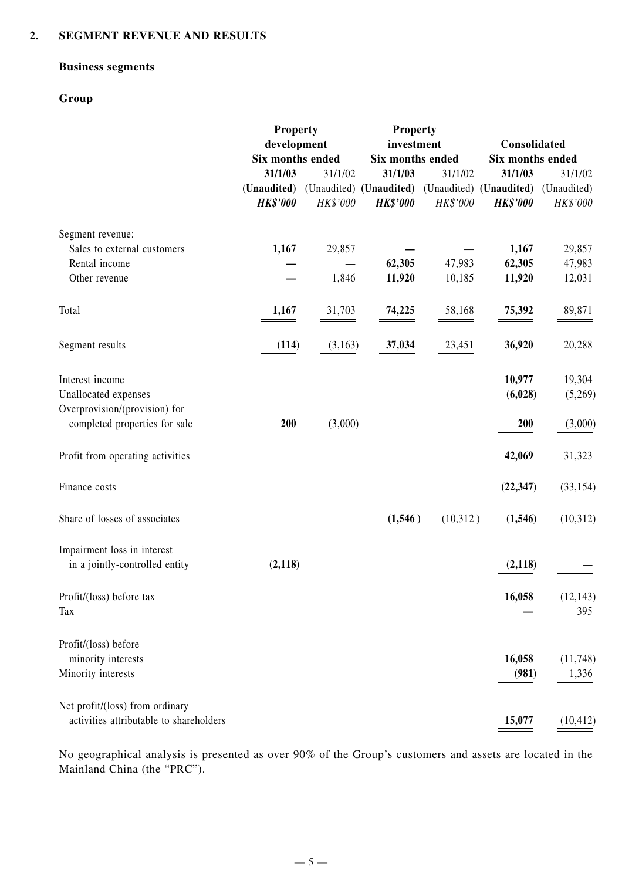## 2. SEGMENT REVENUE AND RESULTS

### Business segments

### Group

| | Property development | | Property investment | | Consolidated | |
|---|---|---|---|---|---|---|
| | Six months ended | | Six months ended | | Six months ended | |
| | **31/1/03** | 31/1/02 | **31/1/03** | 31/1/02 | **31/1/03** | 31/1/02 |
| | **(Unaudited)** | (Unaudited) | **(Unaudited)** | (Unaudited) | **(Unaudited)** | (Unaudited) |
| | ***HK$'000*** | *HK$'000* | ***HK$'000*** | *HK$'000* | ***HK$'000*** | *HK$'000* |
| Segment revenue: | | | | | | |
| Sales to external customers | **1,167** | 29,857 | **—** | — | **1,167** | 29,857 |
| Rental income | **—** | — | **62,305** | 47,983 | **62,305** | 47,983 |
| Other revenue | **—** | 1,846 | **11,920** | 10,185 | **11,920** | 12,031 |
| Total | **1,167** | 31,703 | **74,225** | 58,168 | **75,392** | 89,871 |
| Segment results | **(114)** | (3,163) | **37,034** | 23,451 | **36,920** | 20,288 |
| Interest income | | | | | **10,977** | 19,304 |
| Unallocated expenses | | | | | **(6,028)** | (5,269) |
| Overprovision/(provision) for completed properties for sale | **200** | (3,000) | | | **200** | (3,000) |
| Profit from operating activities | | | | | **42,069** | 31,323 |
| Finance costs | | | | | **(22,347)** | (33,154) |
| Share of losses of associates | | | **(1,546)** | (10,312) | **(1,546)** | (10,312) |
| Impairment loss in interest in a jointly-controlled entity | **(2,118)** | | | | **(2,118)** | — |
| Profit/(loss) before tax | | | | | **16,058** | (12,143) |
| Tax | | | | | **—** | 395 |
| Profit/(loss) before minority interests | | | | | **16,058** | (11,748) |
| Minority interests | | | | | **(981)** | 1,336 |
| Net profit/(loss) from ordinary activities attributable to shareholders | | | | | **15,077** | (10,412) |

No geographical analysis is presented as over 90% of the Group's customers and assets are located in the Mainland China (the "PRC").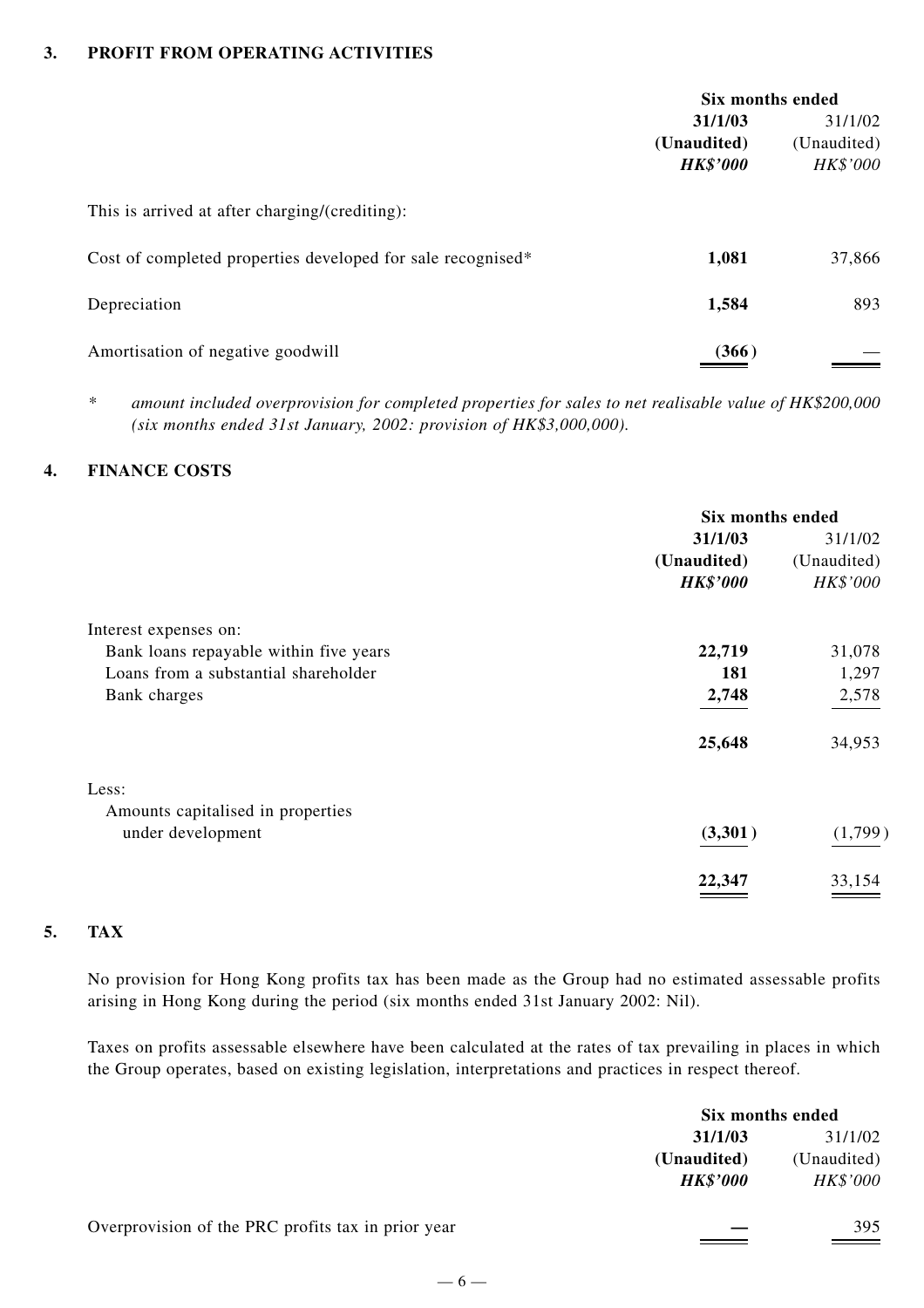### 3. PROFIT FROM OPERATING ACTIVITIES

| | Six months ended | |
|---|---|---|
| | **31/1/03** | 31/1/02 |
| | **(Unaudited)** | (Unaudited) |
| | ***HK$'000*** | *HK$'000* |
| This is arrived at after charging/(crediting): | | |
| Cost of completed properties developed for sale recognised* | **1,081** | 37,866 |
| Depreciation | **1,584** | 893 |
| Amortisation of negative goodwill | **(366)** | — |

\* *amount included overprovision for completed properties for sales to net realisable value of HK$200,000 (six months ended 31st January, 2002: provision of HK$3,000,000).*

### 4. FINANCE COSTS

| | Six months ended | |
|---|---|---|
| | **31/1/03** | 31/1/02 |
| | **(Unaudited)** | (Unaudited) |
| | ***HK$'000*** | *HK$'000* |
| Interest expenses on: | | |
| Bank loans repayable within five years | **22,719** | 31,078 |
| Loans from a substantial shareholder | **181** | 1,297 |
| Bank charges | **2,748** | 2,578 |
| | **25,648** | 34,953 |
| Less: | | |
| Amounts capitalised in properties under development | **(3,301)** | (1,799) |
| | **22,347** | 33,154 |

### 5. TAX

No provision for Hong Kong profits tax has been made as the Group had no estimated assessable profits arising in Hong Kong during the period (six months ended 31st January 2002: Nil).

Taxes on profits assessable elsewhere have been calculated at the rates of tax prevailing in places in which the Group operates, based on existing legislation, interpretations and practices in respect thereof.

| | Six months ended | |
|---|---|---|
| | **31/1/03** | 31/1/02 |
| | **(Unaudited)** | (Unaudited) |
| | ***HK$'000*** | *HK$'000* |
| Overprovision of the PRC profits tax in prior year | **—** | 395 |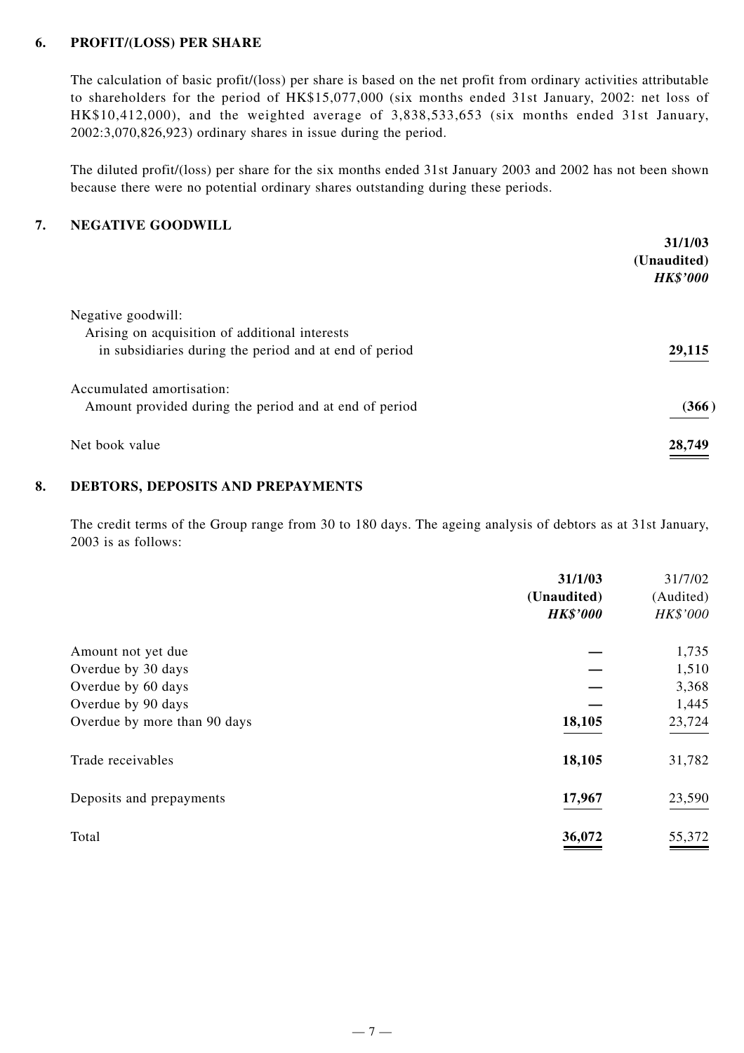## 6. PROFIT/(LOSS) PER SHARE

The calculation of basic profit/(loss) per share is based on the net profit from ordinary activities attributable to shareholders for the period of HK$15,077,000 (six months ended 31st January, 2002: net loss of HK$10,412,000), and the weighted average of 3,838,533,653 (six months ended 31st January, 2002:3,070,826,923) ordinary shares in issue during the period.

The diluted profit/(loss) per share for the six months ended 31st January 2003 and 2002 has not been shown because there were no potential ordinary shares outstanding during these periods.

## 7. NEGATIVE GOODWILL

| | **31/1/03** **(Unaudited)** ***HK$'000*** |
|---|---|
| Negative goodwill: | |
| Arising on acquisition of additional interests in subsidiaries during the period and at end of period | **29,115** |
| Accumulated amortisation: | |
| Amount provided during the period and at end of period | **(366)** |
| Net book value | **28,749** |

## 8. DEBTORS, DEPOSITS AND PREPAYMENTS

The credit terms of the Group range from 30 to 180 days. The ageing analysis of debtors as at 31st January, 2003 is as follows:

| | **31/1/03** **(Unaudited)** ***HK$'000*** | 31/7/02 (Audited) *HK$'000* |
|---|---|---|
| Amount not yet due | **—** | 1,735 |
| Overdue by 30 days | **—** | 1,510 |
| Overdue by 60 days | **—** | 3,368 |
| Overdue by 90 days | **—** | 1,445 |
| Overdue by more than 90 days | **18,105** | 23,724 |
| Trade receivables | **18,105** | 31,782 |
| Deposits and prepayments | **17,967** | 23,590 |
| Total | **36,072** | 55,372 |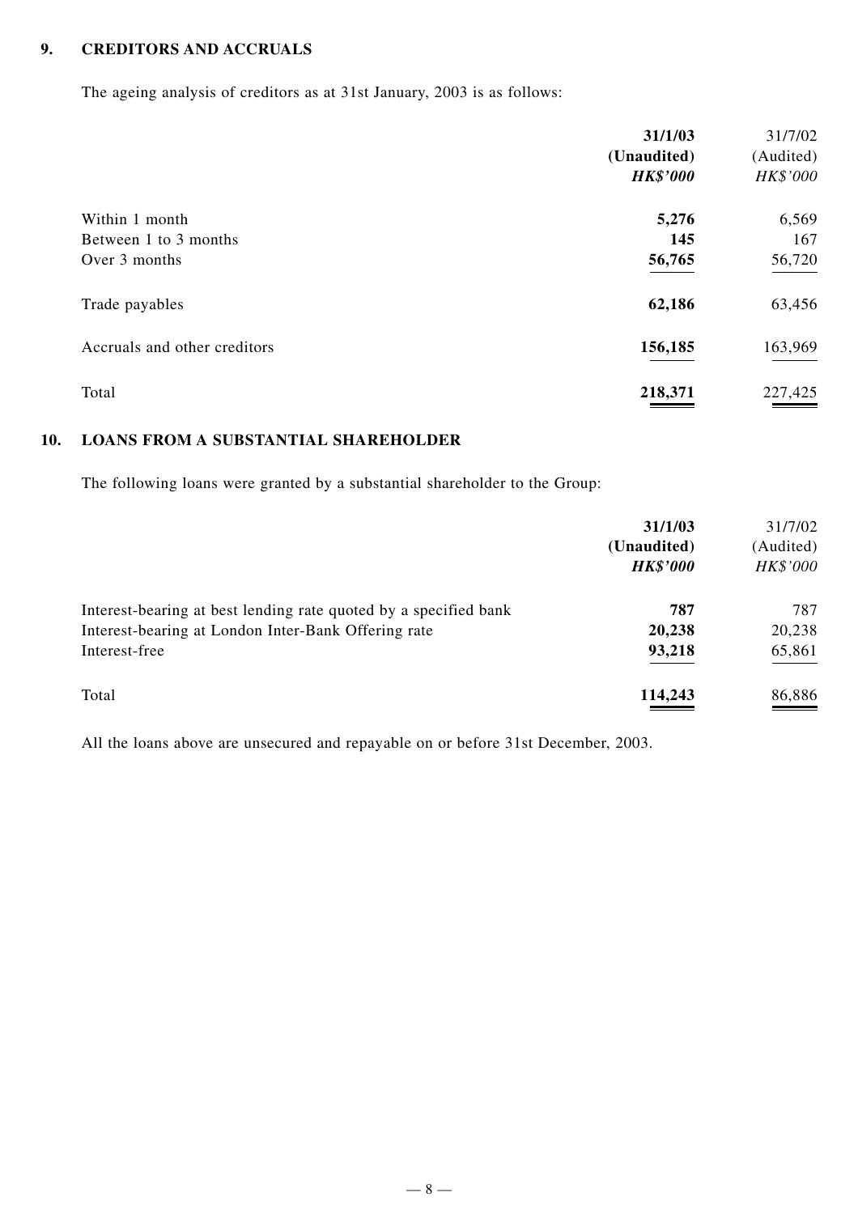## 9. CREDITORS AND ACCRUALS

The ageing analysis of creditors as at 31st January, 2003 is as follows:

| | **31/1/03** | 31/7/02 |
|---|---|---|
| | **(Unaudited)** | (Audited) |
| | ***HK$'000*** | *HK$'000* |
| Within 1 month | **5,276** | 6,569 |
| Between 1 to 3 months | **145** | 167 |
| Over 3 months | **56,765** | 56,720 |
| Trade payables | **62,186** | 63,456 |
| Accruals and other creditors | **156,185** | 163,969 |
| Total | **218,371** | 227,425 |

## 10. LOANS FROM A SUBSTANTIAL SHAREHOLDER

The following loans were granted by a substantial shareholder to the Group:

| | **31/1/03** | 31/7/02 |
|---|---|---|
| | **(Unaudited)** | (Audited) |
| | ***HK$'000*** | *HK$'000* |
| Interest-bearing at best lending rate quoted by a specified bank | **787** | 787 |
| Interest-bearing at London Inter-Bank Offering rate | **20,238** | 20,238 |
| Interest-free | **93,218** | 65,861 |
| Total | **114,243** | 86,886 |

All the loans above are unsecured and repayable on or before 31st December, 2003.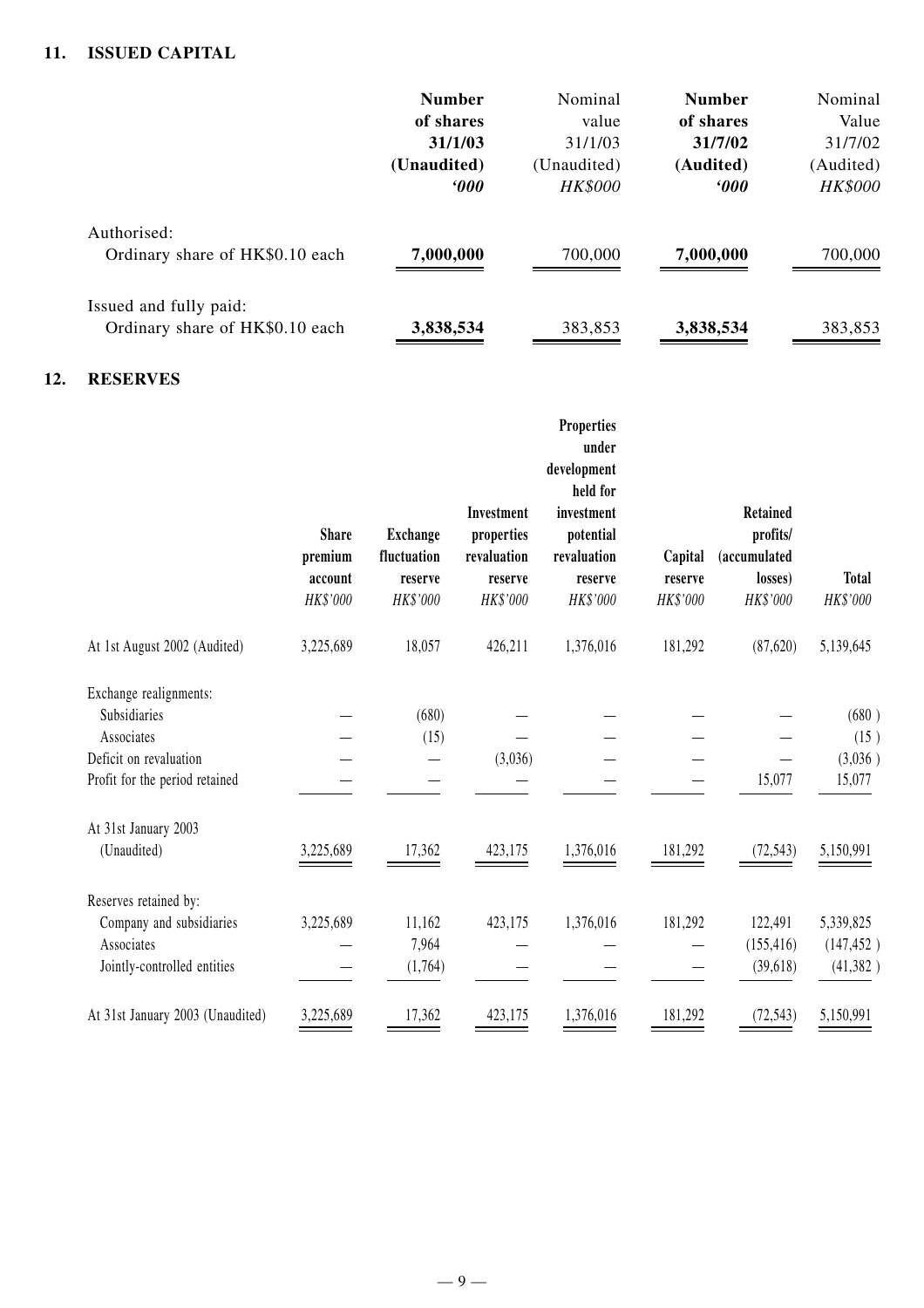## 11. ISSUED CAPITAL

| | Number of shares 31/1/03 (Unaudited) '000 | Nominal value 31/1/03 (Unaudited) HK$000 | Number of shares 31/7/02 (Audited) '000 | Nominal Value 31/7/02 (Audited) HK$000 |
|---|---|---|---|---|
| Authorised: | | | | |
| Ordinary share of HK$0.10 each | 7,000,000 | 700,000 | 7,000,000 | 700,000 |
| Issued and fully paid: | | | | |
| Ordinary share of HK$0.10 each | 3,838,534 | 383,853 | 3,838,534 | 383,853 |

## 12. RESERVES

| | Share premium account HK$'000 | Exchange fluctuation reserve HK$'000 | Investment properties revaluation reserve HK$'000 | Properties under development held for investment potential revaluation reserve HK$'000 | Capital reserve HK$'000 | Retained profits/ (accumulated losses) HK$'000 | Total HK$'000 |
|---|---|---|---|---|---|---|---|
| At 1st August 2002 (Audited) | 3,225,689 | 18,057 | 426,211 | 1,376,016 | 181,292 | (87,620) | 5,139,645 |
| Exchange realignments: | | | | | | | |
| Subsidiaries | — | (680) | — | — | — | — | (680) |
| Associates | — | (15) | — | — | — | — | (15) |
| Deficit on revaluation | — | — | (3,036) | — | — | — | (3,036) |
| Profit for the period retained | — | — | — | — | — | 15,077 | 15,077 |
| At 31st January 2003 (Unaudited) | 3,225,689 | 17,362 | 423,175 | 1,376,016 | 181,292 | (72,543) | 5,150,991 |
| Reserves retained by: | | | | | | | |
| Company and subsidiaries | 3,225,689 | 11,162 | 423,175 | 1,376,016 | 181,292 | 122,491 | 5,339,825 |
| Associates | — | 7,964 | — | — | — | (155,416) | (147,452) |
| Jointly-controlled entities | — | (1,764) | — | — | — | (39,618) | (41,382) |
| At 31st January 2003 (Unaudited) | 3,225,689 | 17,362 | 423,175 | 1,376,016 | 181,292 | (72,543) | 5,150,991 |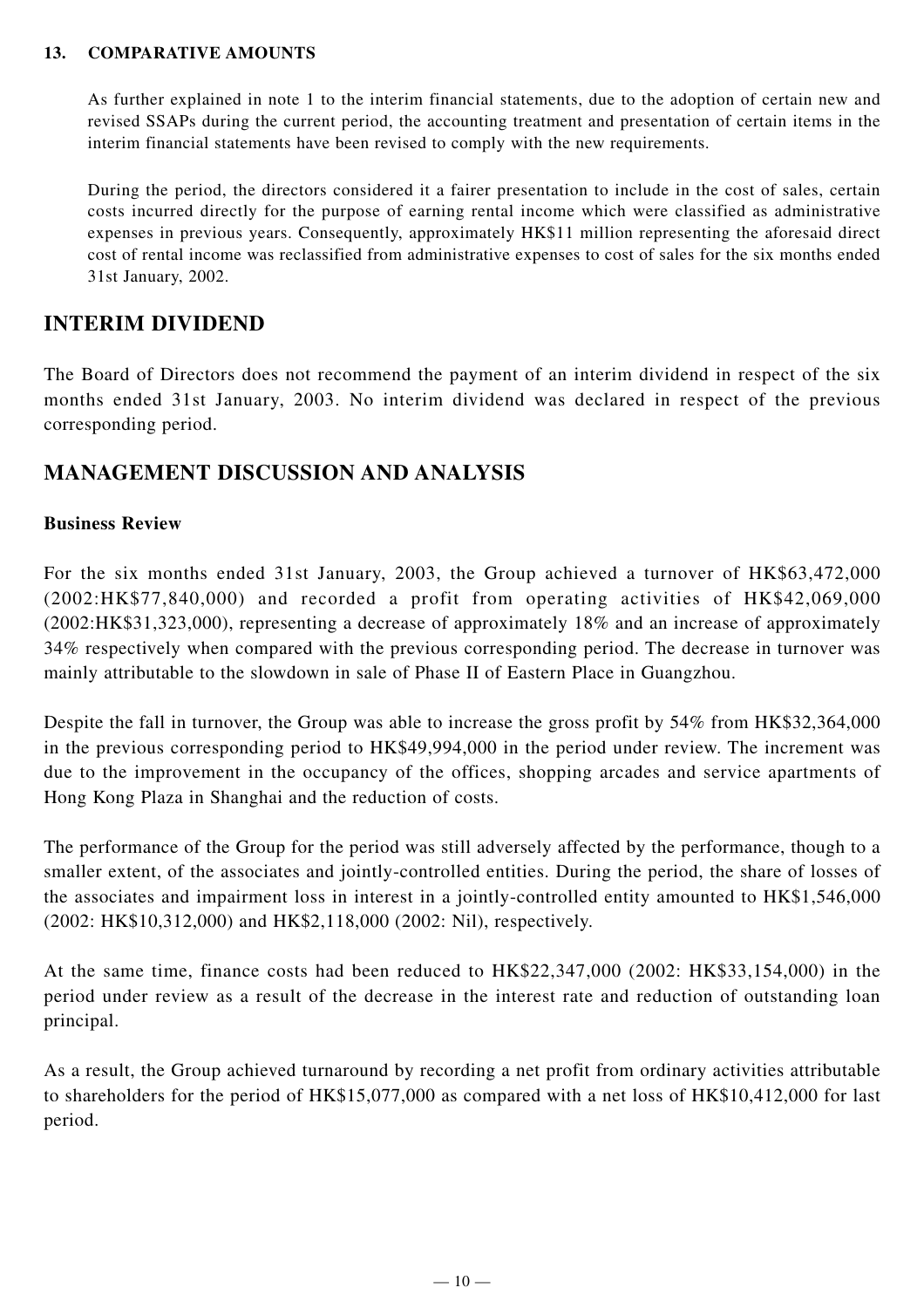### 13. COMPARATIVE AMOUNTS

As further explained in note 1 to the interim financial statements, due to the adoption of certain new and revised SSAPs during the current period, the accounting treatment and presentation of certain items in the interim financial statements have been revised to comply with the new requirements.

During the period, the directors considered it a fairer presentation to include in the cost of sales, certain costs incurred directly for the purpose of earning rental income which were classified as administrative expenses in previous years. Consequently, approximately HK$11 million representing the aforesaid direct cost of rental income was reclassified from administrative expenses to cost of sales for the six months ended 31st January, 2002.

## INTERIM DIVIDEND

The Board of Directors does not recommend the payment of an interim dividend in respect of the six months ended 31st January, 2003. No interim dividend was declared in respect of the previous corresponding period.

## MANAGEMENT DISCUSSION AND ANALYSIS

### Business Review

For the six months ended 31st January, 2003, the Group achieved a turnover of HK$63,472,000 (2002:HK$77,840,000) and recorded a profit from operating activities of HK$42,069,000 (2002:HK$31,323,000), representing a decrease of approximately 18% and an increase of approximately 34% respectively when compared with the previous corresponding period. The decrease in turnover was mainly attributable to the slowdown in sale of Phase II of Eastern Place in Guangzhou.

Despite the fall in turnover, the Group was able to increase the gross profit by 54% from HK$32,364,000 in the previous corresponding period to HK$49,994,000 in the period under review. The increment was due to the improvement in the occupancy of the offices, shopping arcades and service apartments of Hong Kong Plaza in Shanghai and the reduction of costs.

The performance of the Group for the period was still adversely affected by the performance, though to a smaller extent, of the associates and jointly-controlled entities. During the period, the share of losses of the associates and impairment loss in interest in a jointly-controlled entity amounted to HK$1,546,000 (2002: HK$10,312,000) and HK$2,118,000 (2002: Nil), respectively.

At the same time, finance costs had been reduced to HK$22,347,000 (2002: HK$33,154,000) in the period under review as a result of the decrease in the interest rate and reduction of outstanding loan principal.

As a result, the Group achieved turnaround by recording a net profit from ordinary activities attributable to shareholders for the period of HK$15,077,000 as compared with a net loss of HK$10,412,000 for last period.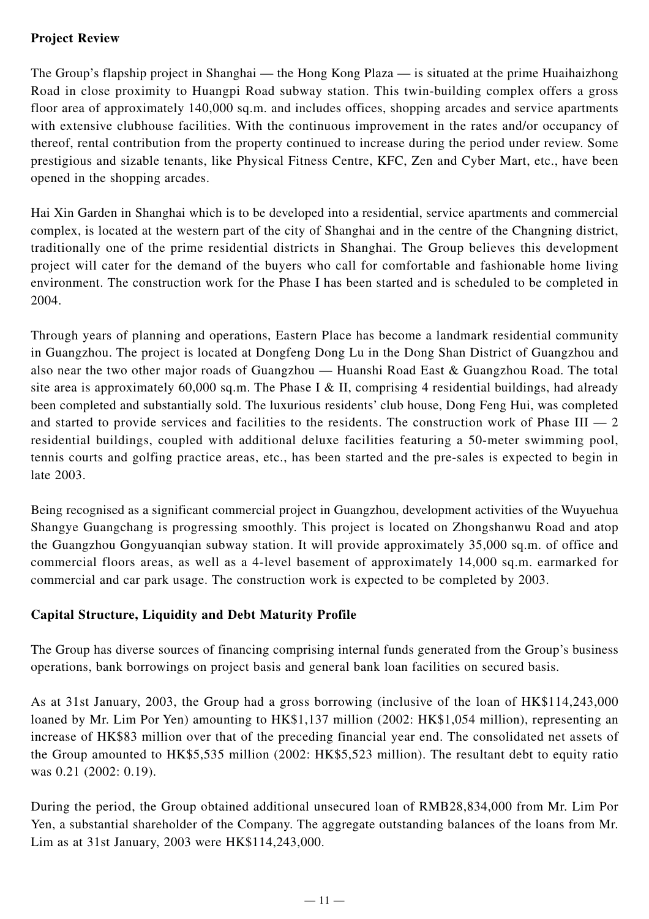**Project Review**

The Group's flapship project in Shanghai — the Hong Kong Plaza — is situated at the prime Huaihaizhong Road in close proximity to Huangpi Road subway station. This twin-building complex offers a gross floor area of approximately 140,000 sq.m. and includes offices, shopping arcades and service apartments with extensive clubhouse facilities. With the continuous improvement in the rates and/or occupancy of thereof, rental contribution from the property continued to increase during the period under review. Some prestigious and sizable tenants, like Physical Fitness Centre, KFC, Zen and Cyber Mart, etc., have been opened in the shopping arcades.

Hai Xin Garden in Shanghai which is to be developed into a residential, service apartments and commercial complex, is located at the western part of the city of Shanghai and in the centre of the Changning district, traditionally one of the prime residential districts in Shanghai. The Group believes this development project will cater for the demand of the buyers who call for comfortable and fashionable home living environment. The construction work for the Phase I has been started and is scheduled to be completed in 2004.

Through years of planning and operations, Eastern Place has become a landmark residential community in Guangzhou. The project is located at Dongfeng Dong Lu in the Dong Shan District of Guangzhou and also near the two other major roads of Guangzhou — Huanshi Road East & Guangzhou Road. The total site area is approximately 60,000 sq.m. The Phase I & II, comprising 4 residential buildings, had already been completed and substantially sold. The luxurious residents' club house, Dong Feng Hui, was completed and started to provide services and facilities to the residents. The construction work of Phase III — 2 residential buildings, coupled with additional deluxe facilities featuring a 50-meter swimming pool, tennis courts and golfing practice areas, etc., has been started and the pre-sales is expected to begin in late 2003.

Being recognised as a significant commercial project in Guangzhou, development activities of the Wuyuehua Shangye Guangchang is progressing smoothly. This project is located on Zhongshanwu Road and atop the Guangzhou Gongyuanqian subway station. It will provide approximately 35,000 sq.m. of office and commercial floors areas, as well as a 4-level basement of approximately 14,000 sq.m. earmarked for commercial and car park usage. The construction work is expected to be completed by 2003.

**Capital Structure, Liquidity and Debt Maturity Profile**

The Group has diverse sources of financing comprising internal funds generated from the Group's business operations, bank borrowings on project basis and general bank loan facilities on secured basis.

As at 31st January, 2003, the Group had a gross borrowing (inclusive of the loan of HK$114,243,000 loaned by Mr. Lim Por Yen) amounting to HK$1,137 million (2002: HK$1,054 million), representing an increase of HK$83 million over that of the preceding financial year end. The consolidated net assets of the Group amounted to HK$5,535 million (2002: HK$5,523 million). The resultant debt to equity ratio was 0.21 (2002: 0.19).

During the period, the Group obtained additional unsecured loan of RMB28,834,000 from Mr. Lim Por Yen, a substantial shareholder of the Company. The aggregate outstanding balances of the loans from Mr. Lim as at 31st January, 2003 were HK$114,243,000.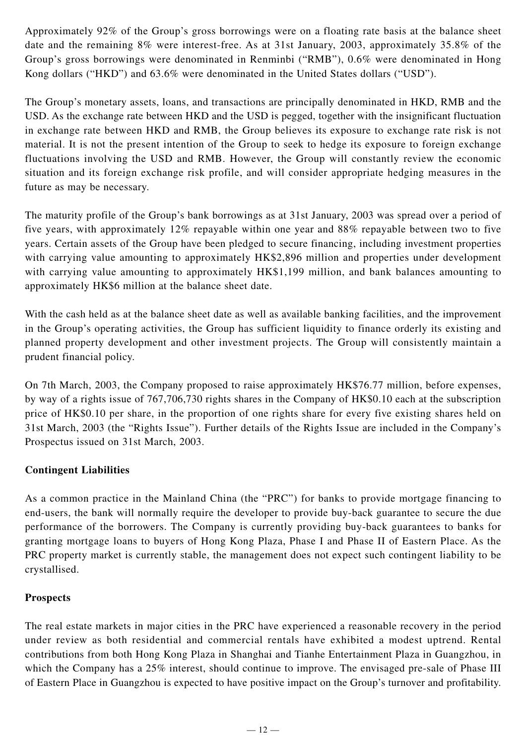Approximately 92% of the Group's gross borrowings were on a floating rate basis at the balance sheet date and the remaining 8% were interest-free. As at 31st January, 2003, approximately 35.8% of the Group's gross borrowings were denominated in Renminbi ("RMB"), 0.6% were denominated in Hong Kong dollars ("HKD") and 63.6% were denominated in the United States dollars ("USD").

The Group's monetary assets, loans, and transactions are principally denominated in HKD, RMB and the USD. As the exchange rate between HKD and the USD is pegged, together with the insignificant fluctuation in exchange rate between HKD and RMB, the Group believes its exposure to exchange rate risk is not material. It is not the present intention of the Group to seek to hedge its exposure to foreign exchange fluctuations involving the USD and RMB. However, the Group will constantly review the economic situation and its foreign exchange risk profile, and will consider appropriate hedging measures in the future as may be necessary.

The maturity profile of the Group's bank borrowings as at 31st January, 2003 was spread over a period of five years, with approximately 12% repayable within one year and 88% repayable between two to five years. Certain assets of the Group have been pledged to secure financing, including investment properties with carrying value amounting to approximately HK$2,896 million and properties under development with carrying value amounting to approximately HK$1,199 million, and bank balances amounting to approximately HK$6 million at the balance sheet date.

With the cash held as at the balance sheet date as well as available banking facilities, and the improvement in the Group's operating activities, the Group has sufficient liquidity to finance orderly its existing and planned property development and other investment projects. The Group will consistently maintain a prudent financial policy.

On 7th March, 2003, the Company proposed to raise approximately HK$76.77 million, before expenses, by way of a rights issue of 767,706,730 rights shares in the Company of HK$0.10 each at the subscription price of HK$0.10 per share, in the proportion of one rights share for every five existing shares held on 31st March, 2003 (the "Rights Issue"). Further details of the Rights Issue are included in the Company's Prospectus issued on 31st March, 2003.

**Contingent Liabilities**

As a common practice in the Mainland China (the "PRC") for banks to provide mortgage financing to end-users, the bank will normally require the developer to provide buy-back guarantee to secure the due performance of the borrowers. The Company is currently providing buy-back guarantees to banks for granting mortgage loans to buyers of Hong Kong Plaza, Phase I and Phase II of Eastern Place. As the PRC property market is currently stable, the management does not expect such contingent liability to be crystallised.

**Prospects**

The real estate markets in major cities in the PRC have experienced a reasonable recovery in the period under review as both residential and commercial rentals have exhibited a modest uptrend. Rental contributions from both Hong Kong Plaza in Shanghai and Tianhe Entertainment Plaza in Guangzhou, in which the Company has a 25% interest, should continue to improve. The envisaged pre-sale of Phase III of Eastern Place in Guangzhou is expected to have positive impact on the Group's turnover and profitability.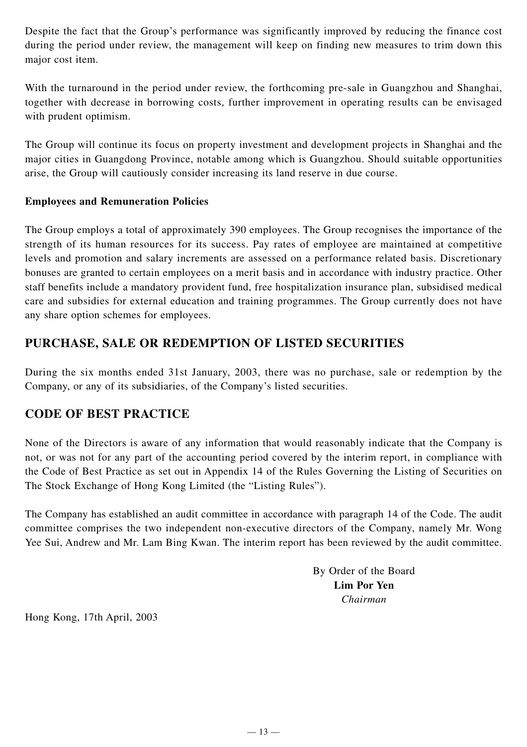Despite the fact that the Group's performance was significantly improved by reducing the finance cost during the period under review, the management will keep on finding new measures to trim down this major cost item.

With the turnaround in the period under review, the forthcoming pre-sale in Guangzhou and Shanghai, together with decrease in borrowing costs, further improvement in operating results can be envisaged with prudent optimism.

The Group will continue its focus on property investment and development projects in Shanghai and the major cities in Guangdong Province, notable among which is Guangzhou. Should suitable opportunities arise, the Group will cautiously consider increasing its land reserve in due course.

**Employees and Remuneration Policies**

The Group employs a total of approximately 390 employees. The Group recognises the importance of the strength of its human resources for its success. Pay rates of employee are maintained at competitive levels and promotion and salary increments are assessed on a performance related basis. Discretionary bonuses are granted to certain employees on a merit basis and in accordance with industry practice. Other staff benefits include a mandatory provident fund, free hospitalization insurance plan, subsidised medical care and subsidies for external education and training programmes. The Group currently does not have any share option schemes for employees.

## PURCHASE, SALE OR REDEMPTION OF LISTED SECURITIES

During the six months ended 31st January, 2003, there was no purchase, sale or redemption by the Company, or any of its subsidiaries, of the Company's listed securities.

## CODE OF BEST PRACTICE

None of the Directors is aware of any information that would reasonably indicate that the Company is not, or was not for any part of the accounting period covered by the interim report, in compliance with the Code of Best Practice as set out in Appendix 14 of the Rules Governing the Listing of Securities on The Stock Exchange of Hong Kong Limited (the "Listing Rules").

The Company has established an audit committee in accordance with paragraph 14 of the Code. The audit committee comprises the two independent non-executive directors of the Company, namely Mr. Wong Yee Sui, Andrew and Mr. Lam Bing Kwan. The interim report has been reviewed by the audit committee.

By Order of the Board
**Lim Por Yen**
*Chairman*

Hong Kong, 17th April, 2003